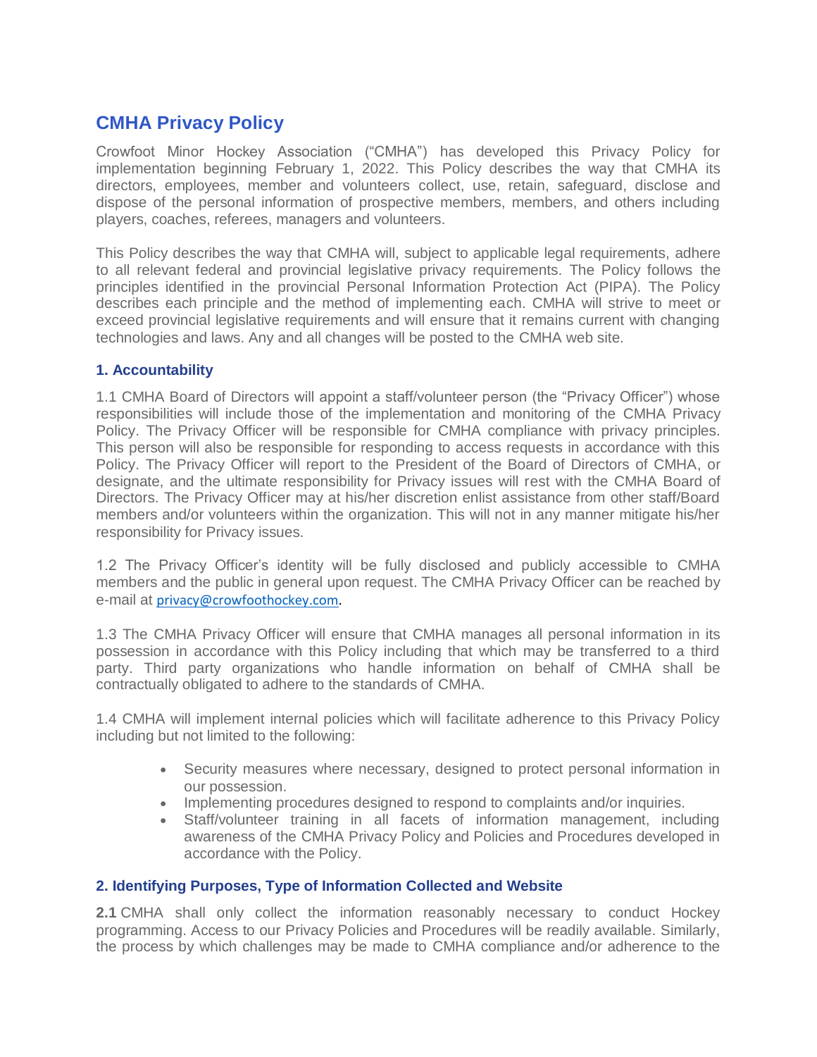## CMHA Privacy Policy

Crowfoot Minor Hockey Association ("CMHA") has developed this Privacy Policy for implementation beginning February 1, 2022. This Policy describes the way that CMHA its directors, employees, member and volunteers collect, use, retain, safeguard, disclose and dispose of the personal information of prospective members, members, and others including players, coaches, referees, managers and volunteers.

This Policy describes the way that CMHA will, subject to applicable legal requirements, adhere to all relevant federal and provincial legislative privacy requirements. The Policy follows the principles identified in the provincial Personal Information Protection Act (PIPA). The Policy describes each principle and the method of implementing each. CMHA will strive to meet or exceed provincial legislative requirements and will ensure that it remains current with changing technologies and laws. Any and all changes will be posted to the CMHA web site.

### 1. Accountability

1.1 CMHA Board of Directors will appoint a staff/volunteer person (the "Privacy Officer") whose responsibilities will include those of the implementation and monitoring of the CMHA Privacy Policy. The Privacy Officer will be responsible for CMHA compliance with privacy principles. This person will also be responsible for responding to access requests in accordance with this Policy. The Privacy Officer will report to the President of the Board of Directors of CMHA, or designate, and the ultimate responsibility for Privacy issues will rest with the CMHA Board of Directors. The Privacy Officer may at his/her discretion enlist assistance from other staff/Board members and/or volunteers within the organization. This will not in any manner mitigate his/her responsibility for Privacy issues.

1.2 The Privacy Officer's identity will be fully disclosed and publicly accessible to CMHA members and the public in general upon request. The CMHA Privacy Officer can be reached by e-mail at privacy@crowfoothockey.com.

1.3 The CMHA Privacy Officer will ensure that CMHA manages all personal information in its possession in accordance with this Policy including that which may be transferred to a third party. Third party organizations who handle information on behalf of CMHA shall be contractually obligated to adhere to the standards of CMHA.

1.4 CMHA will implement internal policies which will facilitate adherence to this Privacy Policy including but not limited to the following:

- Security measures where necessary, designed to protect personal information in our possession.
- Implementing procedures designed to respond to complaints and/or inquiries.
- Staff/volunteer training in all facets of information management, including awareness of the CMHA Privacy Policy and Policies and Procedures developed in accordance with the Policy.

### 2. Identifying Purposes, Type of Information Collected and Website

**2.1** CMHA shall only collect the information reasonably necessary to conduct Hockey programming. Access to our Privacy Policies and Procedures will be readily available. Similarly, the process by which challenges may be made to CMHA compliance and/or adherence to the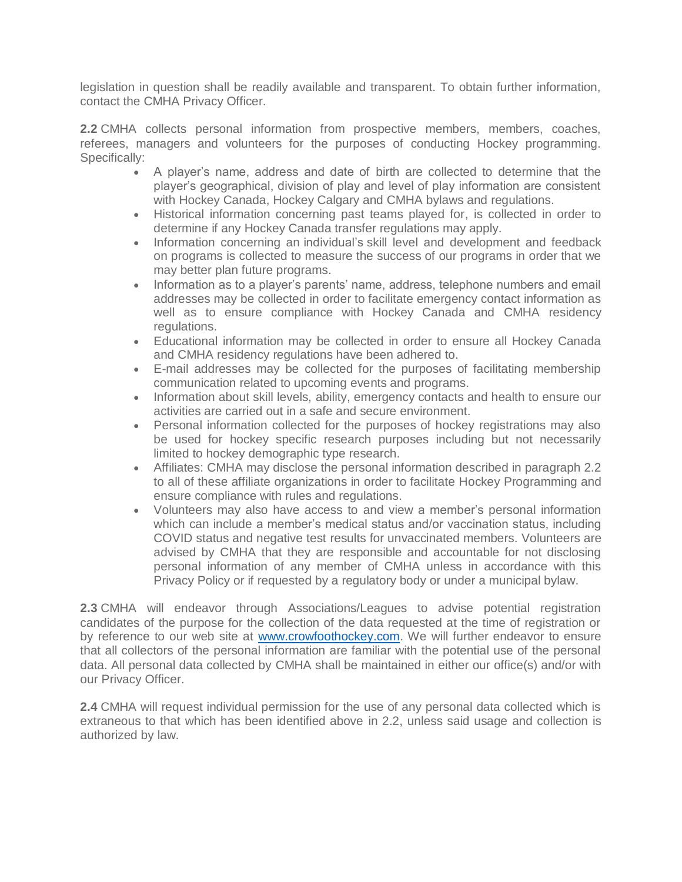legislation in question shall be readily available and transparent. To obtain further information, contact the CMHA Privacy Officer.

**2.2** CMHA collects personal information from prospective members, members, coaches, referees, managers and volunteers for the purposes of conducting Hockey programming. Specifically:

- A player's name, address and date of birth are collected to determine that the player's geographical, division of play and level of play information are consistent with Hockey Canada, Hockey Calgary and CMHA bylaws and regulations.
- Historical information concerning past teams played for, is collected in order to determine if any Hockey Canada transfer regulations may apply.
- Information concerning an individual's skill level and development and feedback on programs is collected to measure the success of our programs in order that we may better plan future programs.
- Information as to a player's parents' name, address, telephone numbers and email addresses may be collected in order to facilitate emergency contact information as well as to ensure compliance with Hockey Canada and CMHA residency regulations.
- Educational information may be collected in order to ensure all Hockey Canada and CMHA residency regulations have been adhered to.
- E-mail addresses may be collected for the purposes of facilitating membership communication related to upcoming events and programs.
- Information about skill levels, ability, emergency contacts and health to ensure our activities are carried out in a safe and secure environment.
- Personal information collected for the purposes of hockey registrations may also be used for hockey specific research purposes including but not necessarily limited to hockey demographic type research.
- Affiliates: CMHA may disclose the personal information described in paragraph 2.2 to all of these affiliate organizations in order to facilitate Hockey Programming and ensure compliance with rules and regulations.
- Volunteers may also have access to and view a member's personal information which can include a member's medical status and/or vaccination status, including COVID status and negative test results for unvaccinated members. Volunteers are advised by CMHA that they are responsible and accountable for not disclosing personal information of any member of CMHA unless in accordance with this Privacy Policy or if requested by a regulatory body or under a municipal bylaw.

**2.3** CMHA will endeavor through Associations/Leagues to advise potential registration candidates of the purpose for the collection of the data requested at the time of registration or by reference to our web site at [www.crowfoothockey.com](http://www.crowfoothockey.com). We will further endeavor to ensure that all collectors of the personal information are familiar with the potential use of the personal data. All personal data collected by CMHA shall be maintained in either our office(s) and/or with our Privacy Officer.

**2.4** CMHA will request individual permission for the use of any personal data collected which is extraneous to that which has been identified above in 2.2, unless said usage and collection is authorized by law.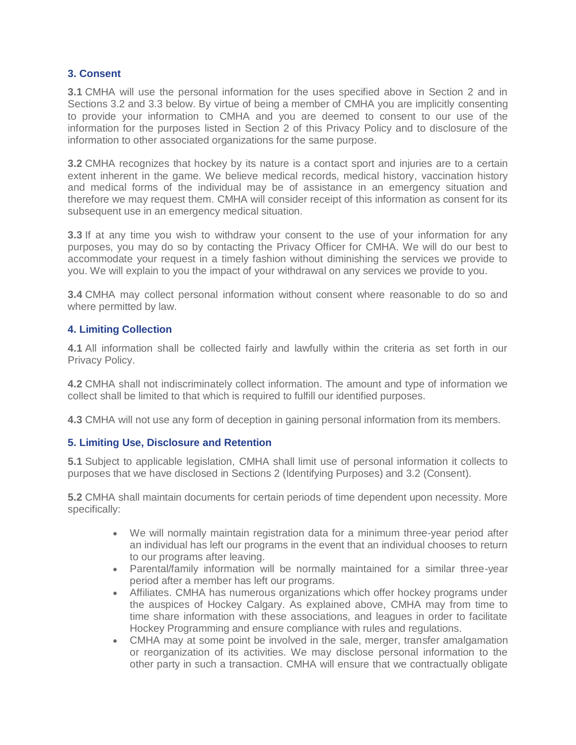## 3. Consent

**3.1** CMHA will use the personal information for the uses specified above in Section 2 and in Sections 3.2 and 3.3 below. By virtue of being a member of CMHA you are implicitly consenting to provide your information to CMHA and you are deemed to consent to our use of the information for the purposes listed in Section 2 of this Privacy Policy and to disclosure of the information to other associated organizations for the same purpose.

**3.2** CMHA recognizes that hockey by its nature is a contact sport and injuries are to a certain extent inherent in the game. We believe medical records, medical history, vaccination history and medical forms of the individual may be of assistance in an emergency situation and therefore we may request them. CMHA will consider receipt of this information as consent for its subsequent use in an emergency medical situation.

**3.3** If at any time you wish to withdraw your consent to the use of your information for any purposes, you may do so by contacting the Privacy Officer for CMHA. We will do our best to accommodate your request in a timely fashion without diminishing the services we provide to you. We will explain to you the impact of your withdrawal on any services we provide to you.

**3.4** CMHA may collect personal information without consent where reasonable to do so and where permitted by law.

## 4. Limiting Collection

**4.1** All information shall be collected fairly and lawfully within the criteria as set forth in our Privacy Policy.

**4.2** CMHA shall not indiscriminately collect information. The amount and type of information we collect shall be limited to that which is required to fulfill our identified purposes.

**4.3** CMHA will not use any form of deception in gaining personal information from its members.

## 5. Limiting Use, Disclosure and Retention

**5.1** Subject to applicable legislation, CMHA shall limit use of personal information it collects to purposes that we have disclosed in Sections 2 (Identifying Purposes) and 3.2 (Consent).

**5.2** CMHA shall maintain documents for certain periods of time dependent upon necessity. More specifically:

- We will normally maintain registration data for a minimum three-year period after an individual has left our programs in the event that an individual chooses to return to our programs after leaving.
- Parental/family information will be normally maintained for a similar three-year period after a member has left our programs.
- Affiliates. CMHA has numerous organizations which offer hockey programs under the auspices of Hockey Calgary. As explained above, CMHA may from time to time share information with these associations, and leagues in order to facilitate Hockey Programming and ensure compliance with rules and regulations.
- CMHA may at some point be involved in the sale, merger, transfer amalgamation or reorganization of its activities. We may disclose personal information to the other party in such a transaction. CMHA will ensure that we contractually obligate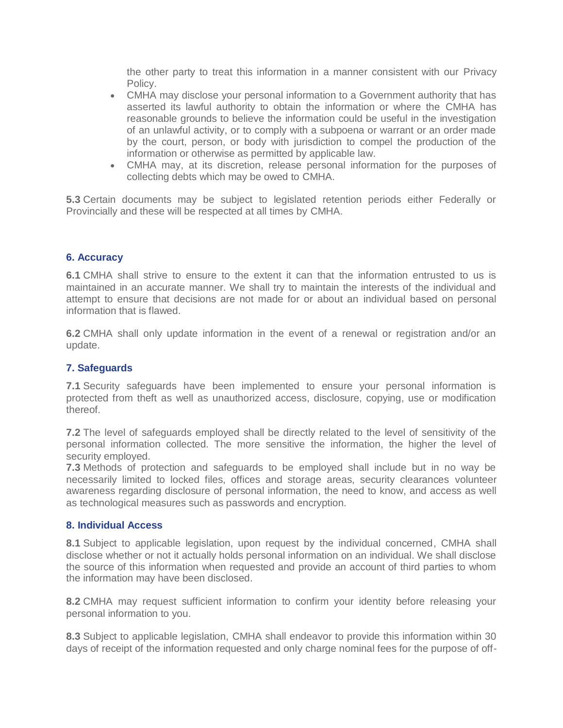the other party to treat this information in a manner consistent with our Privacy Policy.

- CMHA may disclose your personal information to a Government authority that has asserted its lawful authority to obtain the information or where the CMHA has reasonable grounds to believe the information could be useful in the investigation of an unlawful activity, or to comply with a subpoena or warrant or an order made by the court, person, or body with jurisdiction to compel the production of the information or otherwise as permitted by applicable law.
- CMHA may, at its discretion, release personal information for the purposes of collecting debts which may be owed to CMHA.

**5.3** Certain documents may be subject to legislated retention periods either Federally or Provincially and these will be respected at all times by CMHA.

### 6. Accuracy

**6.1** CMHA shall strive to ensure to the extent it can that the information entrusted to us is maintained in an accurate manner. We shall try to maintain the interests of the individual and attempt to ensure that decisions are not made for or about an individual based on personal information that is flawed.

**6.2** CMHA shall only update information in the event of a renewal or registration and/or an update.

### 7. Safeguards

**7.1** Security safeguards have been implemented to ensure your personal information is protected from theft as well as unauthorized access, disclosure, copying, use or modification thereof.

**7.2** The level of safeguards employed shall be directly related to the level of sensitivity of the personal information collected. The more sensitive the information, the higher the level of security employed.
**7.3** Methods of protection and safeguards to be employed shall include but in no way be necessarily limited to locked files, offices and storage areas, security clearances volunteer awareness regarding disclosure of personal information, the need to know, and access as well as technological measures such as passwords and encryption.

### 8. Individual Access

**8.1** Subject to applicable legislation, upon request by the individual concerned, CMHA shall disclose whether or not it actually holds personal information on an individual. We shall disclose the source of this information when requested and provide an account of third parties to whom the information may have been disclosed.

**8.2** CMHA may request sufficient information to confirm your identity before releasing your personal information to you.

**8.3** Subject to applicable legislation, CMHA shall endeavor to provide this information within 30 days of receipt of the information requested and only charge nominal fees for the purpose of off-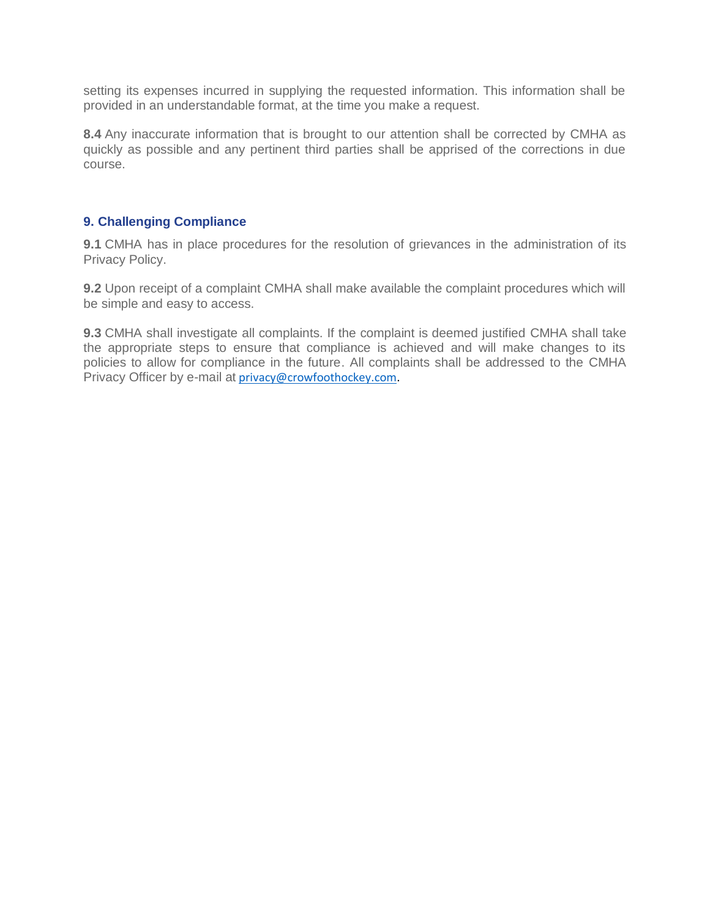setting its expenses incurred in supplying the requested information. This information shall be provided in an understandable format, at the time you make a request.

**8.4** Any inaccurate information that is brought to our attention shall be corrected by CMHA as quickly as possible and any pertinent third parties shall be apprised of the corrections in due course.

## 9. Challenging Compliance

**9.1** CMHA has in place procedures for the resolution of grievances in the administration of its Privacy Policy.

**9.2** Upon receipt of a complaint CMHA shall make available the complaint procedures which will be simple and easy to access.

**9.3** CMHA shall investigate all complaints. If the complaint is deemed justified CMHA shall take the appropriate steps to ensure that compliance is achieved and will make changes to its policies to allow for compliance in the future. All complaints shall be addressed to the CMHA Privacy Officer by e-mail at privacy@crowfoothockey.com.